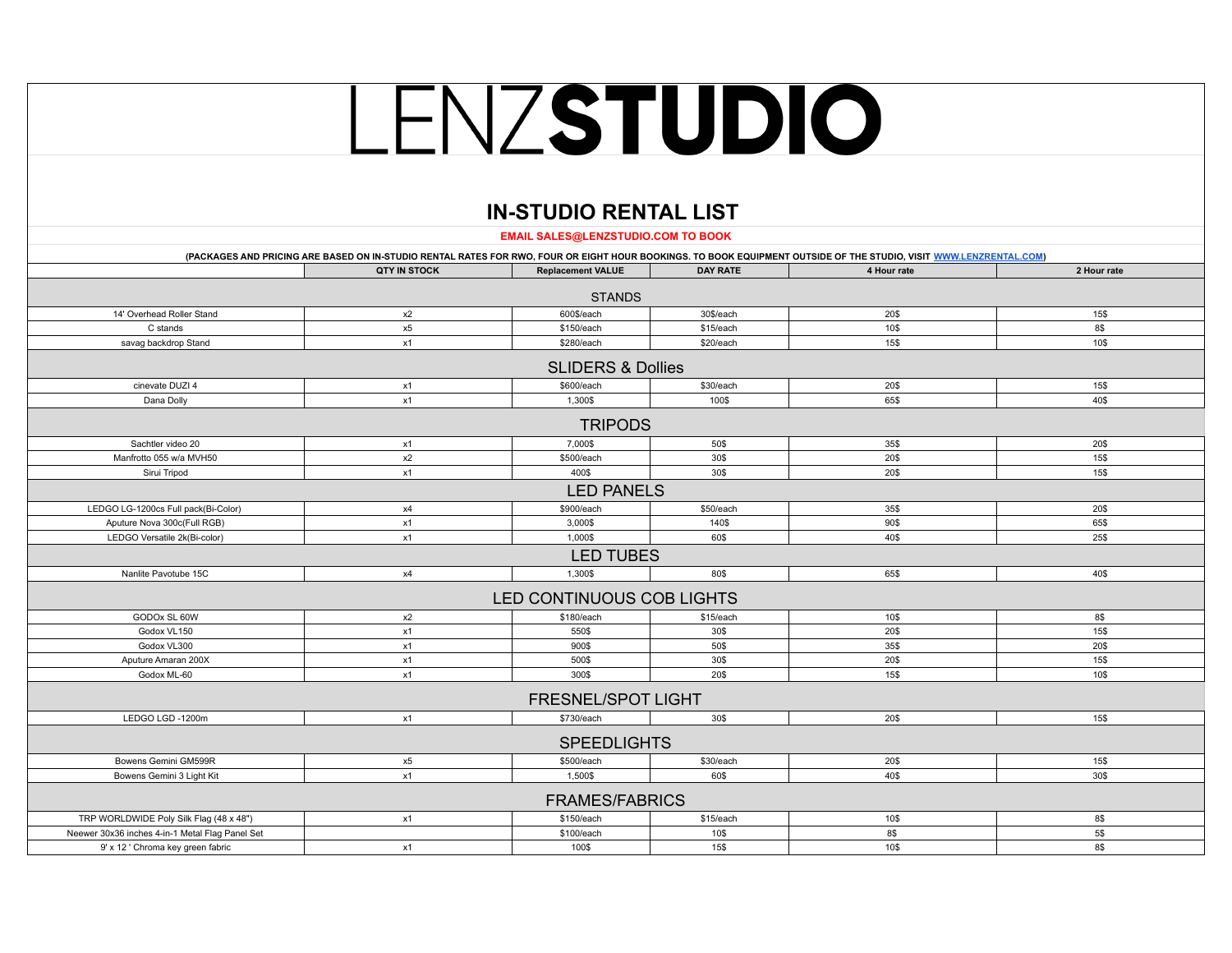# LENZSTUDIO

## IN-STUDIO RENTAL LIST

**EMAIL SALES@LENZSTUDIO.COM TO BOOK**

**(PACKAGES AND PRICING ARE BASED ON IN-STUDIO RENTAL RATES FOR RWO, FOUR OR EIGHT HOUR BOOKINGS. TO BOOK EQUIPMENT OUTSIDE OF THE STUDIO, VISIT WWW.LENZRENTAL.COM)**

| | QTY IN STOCK | Replacement VALUE | DAY RATE | 4 Hour rate | 2 Hour rate |
|---|---|---|---|---|---|
| **STANDS** | | | | | |
| 14' Overhead Roller Stand | x2 | 600$/each | 30$/each | 20$ | 15$ |
| C stands | x5 | $150/each | $15/each | 10$ | 8$ |
| savag backdrop Stand | x1 | $280/each | $20/each | 15$ | 10$ |
| **SLIDERS & Dollies** | | | | | |
| cinevate DUZI 4 | x1 | $600/each | $30/each | 20$ | 15$ |
| Dana Dolly | x1 | 1,300$ | 100$ | 65$ | 40$ |
| **TRIPODS** | | | | | |
| Sachtler video 20 | x1 | 7,000$ | 50$ | 35$ | 20$ |
| Manfrotto 055 w/a MVH50 | x2 | $500/each | 30$ | 20$ | 15$ |
| Sirui Tripod | x1 | 400$ | 30$ | 20$ | 15$ |
| **LED PANELS** | | | | | |
| LEDGO LG-1200cs Full pack(Bi-Color) | x4 | $900/each | $50/each | 35$ | 20$ |
| Aputure Nova 300c(Full RGB) | x1 | 3,000$ | 140$ | 90$ | 65$ |
| LEDGO Versatile 2k(Bi-color) | x1 | 1,000$ | 60$ | 40$ | 25$ |
| **LED TUBES** | | | | | |
| Nanlite Pavotube 15C | x4 | 1,300$ | 80$ | 65$ | 40$ |
| **LED CONTINUOUS COB LIGHTS** | | | | | |
| GODOx SL 60W | x2 | $180/each | $15/each | 10$ | 8$ |
| Godox VL150 | x1 | 550$ | 30$ | 20$ | 15$ |
| Godox VL300 | x1 | 900$ | 50$ | 35$ | 20$ |
| Aputure Amaran 200X | x1 | 500$ | 30$ | 20$ | 15$ |
| Godox ML-60 | x1 | 300$ | 20$ | 15$ | 10$ |
| **FRESNEL/SPOT LIGHT** | | | | | |
| LEDGO LGD -1200m | x1 | $730/each | 30$ | 20$ | 15$ |
| **SPEEDLIGHTS** | | | | | |
| Bowens Gemini GM599R | x5 | $500/each | $30/each | 20$ | 15$ |
| Bowens Gemini 3 Light Kit | x1 | 1,500$ | 60$ | 40$ | 30$ |
| **FRAMES/FABRICS** | | | | | |
| TRP WORLDWIDE Poly Silk Flag (48 x 48") | x1 | $150/each | $15/each | 10$ | 8$ |
| Neewer 30x36 inches 4-in-1 Metal Flag Panel Set | | $100/each | 10$ | 8$ | 5$ |
| 9' x 12 ' Chroma key green fabric | x1 | 100$ | 15$ | 10$ | 8$ |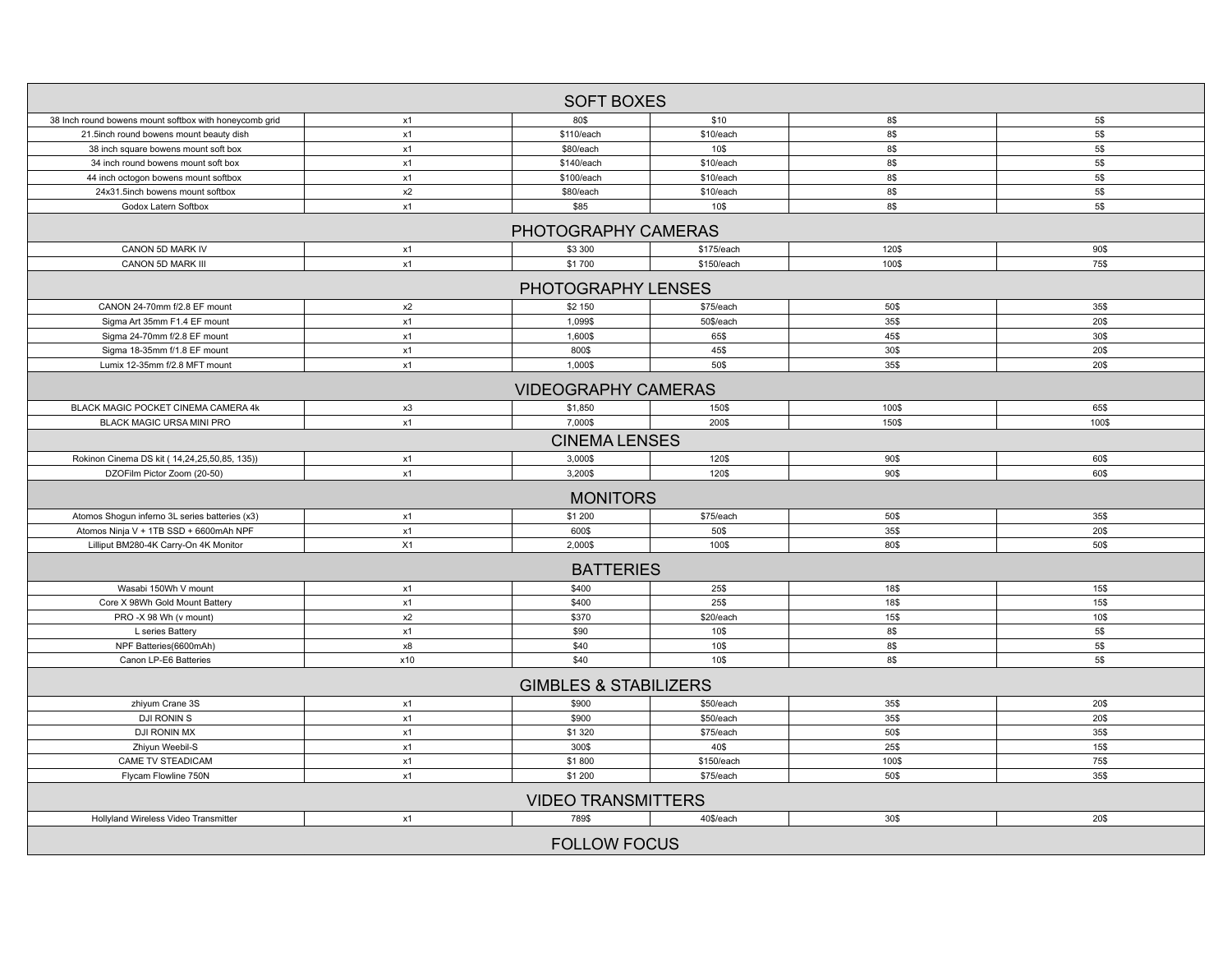| SOFT BOXES | | | | | |
|---|---|---|---|---|---|
| 38 Inch round bowens mount softbox with honeycomb grid | x1 | 80$ | $10 | 8$ | 5$ |
| 21.5inch round bowens mount beauty dish | x1 | $110/each | $10/each | 8$ | 5$ |
| 38 inch square bowens mount soft box | x1 | $80/each | 10$ | 8$ | 5$ |
| 34 inch round bowens mount soft box | x1 | $140/each | $10/each | 8$ | 5$ |
| 44 inch octogon bowens mount softbox | x1 | $100/each | $10/each | 8$ | 5$ |
| 24x31.5inch bowens mount softbox | x2 | $80/each | $10/each | 8$ | 5$ |
| Godox Latern Softbox | x1 | $85 | 10$ | 8$ | 5$ |
| **PHOTOGRAPHY CAMERAS** | | | | | |
| CANON 5D MARK IV | x1 | $3 300 | $175/each | 120$ | 90$ |
| CANON 5D MARK III | x1 | $1 700 | $150/each | 100$ | 75$ |
| **PHOTOGRAPHY LENSES** | | | | | |
| CANON 24-70mm f/2.8 EF mount | x2 | $2 150 | $75/each | 50$ | 35$ |
| Sigma Art 35mm F1.4 EF mount | x1 | 1,099$ | 50$/each | 35$ | 20$ |
| Sigma 24-70mm f/2.8 EF mount | x1 | 1,600$ | 65$ | 45$ | 30$ |
| Sigma 18-35mm f/1.8 EF mount | x1 | 800$ | 45$ | 30$ | 20$ |
| Lumix 12-35mm f/2.8 MFT mount | x1 | 1,000$ | 50$ | 35$ | 20$ |
| **VIDEOGRAPHY CAMERAS** | | | | | |
| BLACK MAGIC POCKET CINEMA CAMERA 4k | x3 | $1,850 | 150$ | 100$ | 65$ |
| BLACK MAGIC URSA MINI PRO | x1 | 7,000$ | 200$ | 150$ | 100$ |
| **CINEMA LENSES** | | | | | |
| Rokinon Cinema DS kit ( 14,24,25,50,85, 135)) | x1 | 3,000$ | 120$ | 90$ | 60$ |
| DZOFilm Pictor Zoom (20-50) | x1 | 3,200$ | 120$ | 90$ | 60$ |
| **MONITORS** | | | | | |
| Atomos Shogun inferno 3L series batteries (x3) | x1 | $1 200 | $75/each | 50$ | 35$ |
| Atomos Ninja V + 1TB SSD + 6600mAh NPF | x1 | 600$ | 50$ | 35$ | 20$ |
| Lilliput BM280-4K Carry-On 4K Monitor | X1 | 2,000$ | 100$ | 80$ | 50$ |
| **BATTERIES** | | | | | |
| Wasabi 150Wh V mount | x1 | $400 | 25$ | 18$ | 15$ |
| Core X 98Wh Gold Mount Battery | x1 | $400 | 25$ | 18$ | 15$ |
| PRO -X 98 Wh (v mount) | x2 | $370 | $20/each | 15$ | 10$ |
| L series Battery | x1 | $90 | 10$ | 8$ | 5$ |
| NPF Batteries(6600mAh) | x8 | $40 | 10$ | 8$ | 5$ |
| Canon LP-E6 Batteries | x10 | $40 | 10$ | 8$ | 5$ |
| **GIMBLES & STABILIZERS** | | | | | |
| zhiyum Crane 3S | x1 | $900 | $50/each | 35$ | 20$ |
| DJI RONIN S | x1 | $900 | $50/each | 35$ | 20$ |
| DJI RONIN MX | x1 | $1 320 | $75/each | 50$ | 35$ |
| Zhiyun Weebil-S | x1 | 300$ | 40$ | 25$ | 15$ |
| CAME TV STEADICAM | x1 | $1 800 | $150/each | 100$ | 75$ |
| Flycam Flowline 750N | x1 | $1 200 | $75/each | 50$ | 35$ |
| **VIDEO TRANSMITTERS** | | | | | |
| Hollyland Wireless Video Transmitter | x1 | 789$ | 40$/each | 30$ | 20$ |
| **FOLLOW FOCUS** | | | | | |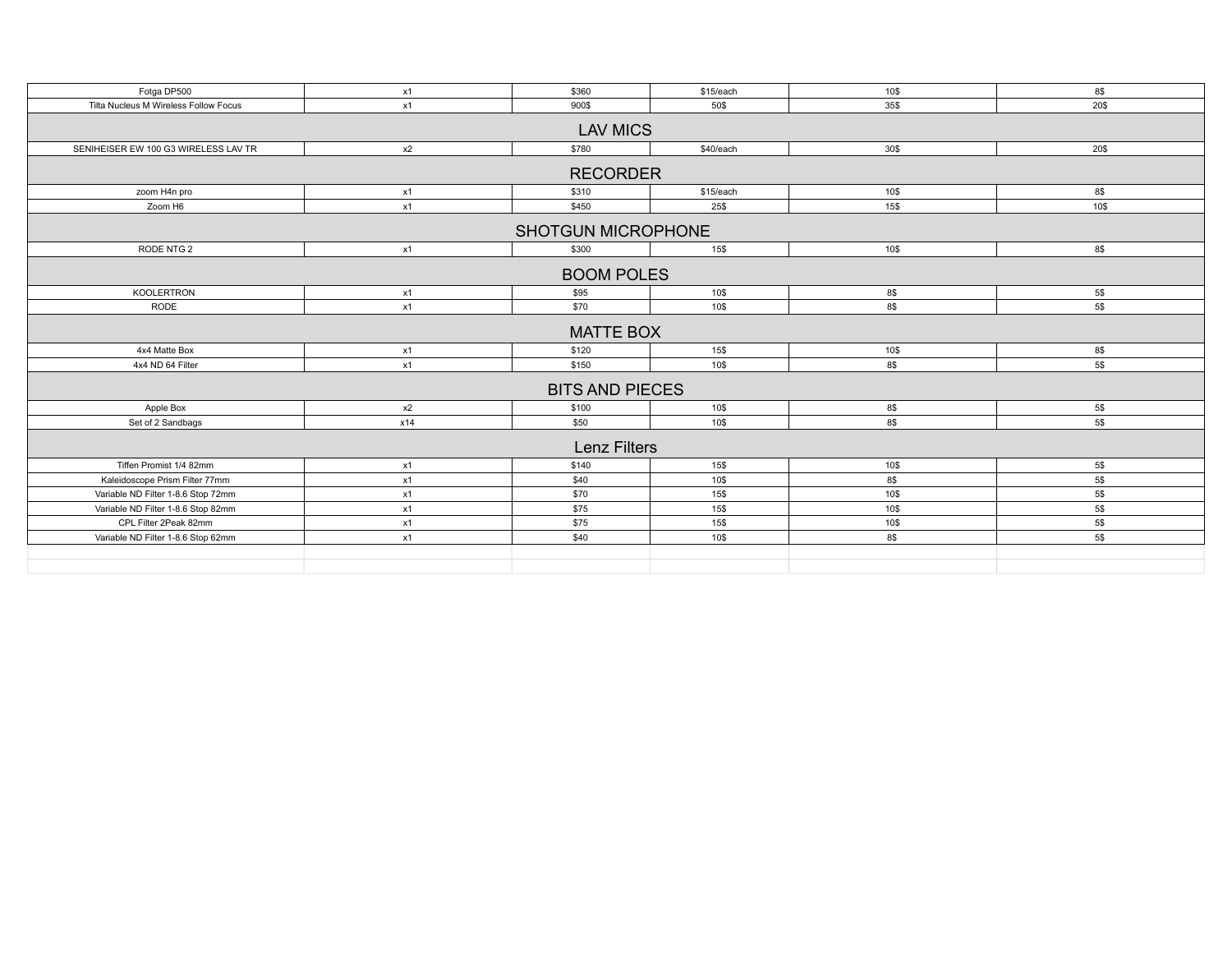| | | | | | |
|---|---|---|---|---|---|
| Fotga DP500 | x1 | $360 | $15/each | 10$ | 8$ |
| Tilta Nucleus M Wireless Follow Focus | x1 | 900$ | 50$ | 35$ | 20$ |
| **LAV MICS** | | | | | |
| SENIHEISER EW 100 G3 WIRELESS LAV TR | x2 | $780 | $40/each | 30$ | 20$ |
| **RECORDER** | | | | | |
| zoom H4n pro | x1 | $310 | $15/each | 10$ | 8$ |
| Zoom H6 | x1 | $450 | 25$ | 15$ | 10$ |
| **SHOTGUN MICROPHONE** | | | | | |
| RODE NTG 2 | x1 | $300 | 15$ | 10$ | 8$ |
| **BOOM POLES** | | | | | |
| KOOLERTRON | x1 | $95 | 10$ | 8$ | 5$ |
| RODE | x1 | $70 | 10$ | 8$ | 5$ |
| **MATTE BOX** | | | | | |
| 4x4 Matte Box | x1 | $120 | 15$ | 10$ | 8$ |
| 4x4 ND 64 Filter | x1 | $150 | 10$ | 8$ | 5$ |
| **BITS AND PIECES** | | | | | |
| Apple Box | x2 | $100 | 10$ | 8$ | 5$ |
| Set of 2 Sandbags | x14 | $50 | 10$ | 8$ | 5$ |
| **Lenz Filters** | | | | | |
| Tiffen Promist 1/4 82mm | x1 | $140 | 15$ | 10$ | 5$ |
| Kaleidoscope Prism Filter 77mm | x1 | $40 | 10$ | 8$ | 5$ |
| Variable ND Filter 1-8.6 Stop 72mm | x1 | $70 | 15$ | 10$ | 5$ |
| Variable ND Filter 1-8.6 Stop 82mm | x1 | $75 | 15$ | 10$ | 5$ |
| CPL Filter 2Peak 82mm | x1 | $75 | 15$ | 10$ | 5$ |
| Variable ND Filter 1-8.6 Stop 62mm | x1 | $40 | 10$ | 8$ | 5$ |